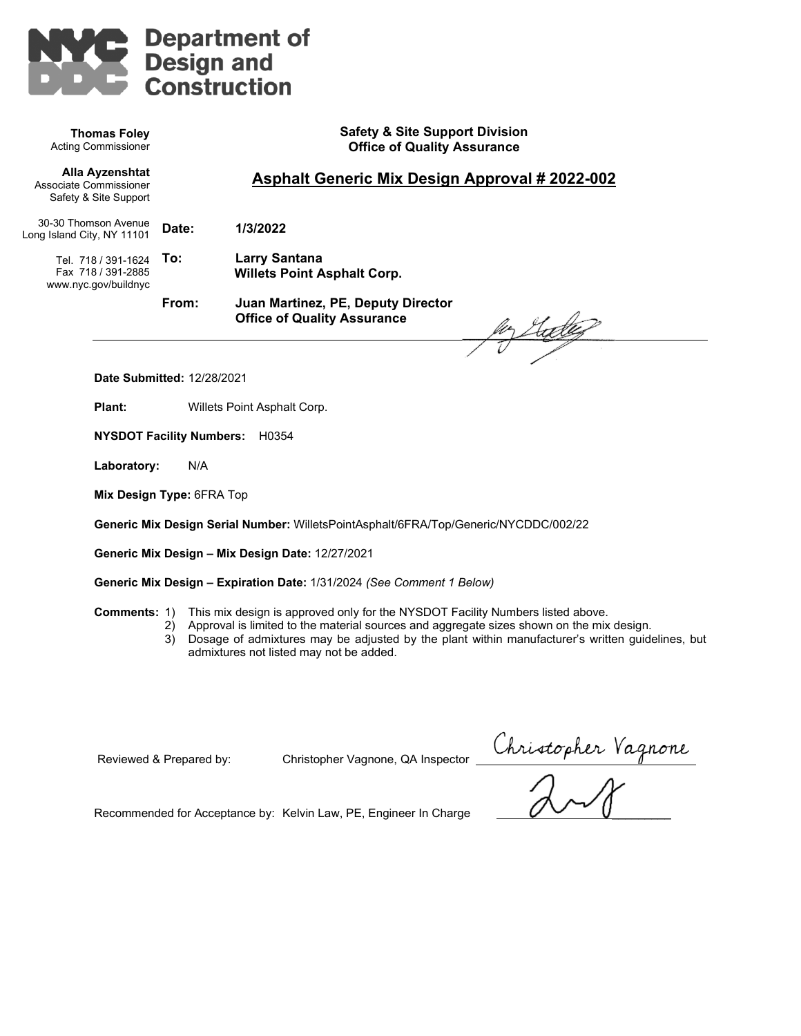# NYC DDC Department of Design and Construction

**Thomas Foley**
Acting Commissioner

**Alla Ayzenshtat**
Associate Commissioner
Safety & Site Support

30-30 Thomson Avenue
Long Island City, NY 11101

Tel. 718 / 391-1624
Fax 718 / 391-2885
www.nyc.gov/buildnyc

**Safety & Site Support Division**
**Office of Quality Assurance**

## Asphalt Generic Mix Design Approval # 2022-002

**Date:** **1/3/2022**

**To:** **Larry Santana**
**Willets Point Asphalt Corp.**

**From:** **Juan Martinez, PE, Deputy Director**
**Office of Quality Assurance**

---

**Date Submitted:** 12/28/2021

**Plant:** Willets Point Asphalt Corp.

**NYSDOT Facility Numbers:** H0354

**Laboratory:** N/A

**Mix Design Type:** 6FRA Top

**Generic Mix Design Serial Number:** WilletsPointAsphalt/6FRA/Top/Generic/NYCDDC/002/22

**Generic Mix Design – Mix Design Date:** 12/27/2021

**Generic Mix Design – Expiration Date:** 1/31/2024 *(See Comment 1 Below)*

**Comments:**
1) This mix design is approved only for the NYSDOT Facility Numbers listed above.
2) Approval is limited to the material sources and aggregate sizes shown on the mix design.
3) Dosage of admixtures may be adjusted by the plant within manufacturer's written guidelines, but admixtures not listed may not be added.

Reviewed & Prepared by: Christopher Vagnone, QA Inspector

Recommended for Acceptance by: Kelvin Law, PE, Engineer In Charge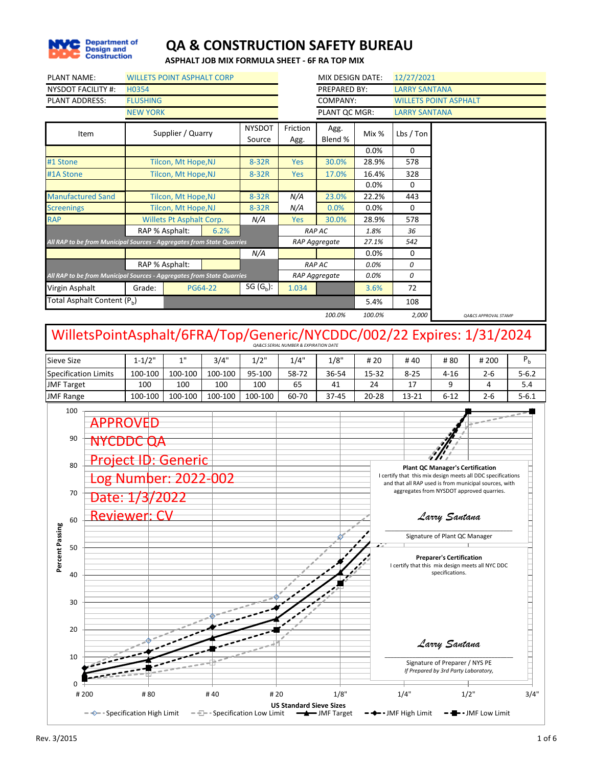# QA & CONSTRUCTION SAFETY BUREAU

## ASPHALT JOB MIX FORMULA SHEET - 6F RA TOP MIX

| | | | |
|---|---|---|---|
| PLANT NAME: | WILLETS POINT ASPHALT CORP | MIX DESIGN DATE: | 12/27/2021 |
| NYSDOT FACILITY #: | H0354 | PREPARED BY: | LARRY SANTANA |
| PLANT ADDRESS: | FLUSHING | COMPANY: | WILLETS POINT ASPHALT |
| | NEW YORK | PLANT QC MGR: | LARRY SANTANA |

| Item | Supplier / Quarry | NYSDOT Source | Friction Agg. | Agg. Blend % | Mix % | Lbs / Ton |
|---|---|---|---|---|---|---|
| | | | | | 0.0% | 0 |
| #1 Stone | Tilcon, Mt Hope,NJ | 8-32R | Yes | 30.0% | 28.9% | 578 |
| #1A Stone | Tilcon, Mt Hope,NJ | 8-32R | Yes | 17.0% | 16.4% | 328 |
| | | | | | 0.0% | 0 |
| Manufactured Sand | Tilcon, Mt Hope,NJ | 8-32R | N/A | 23.0% | 22.2% | 443 |
| Screenings | Tilcon, Mt Hope,NJ | 8-32R | N/A | 0.0% | 0.0% | 0 |
| RAP | Willets Pt Asphalt Corp. | N/A | Yes | 30.0% | 28.9% | 578 |
| | RAP % Asphalt: 6.2% | | RAP AC | | 1.8% | 36 |
| *All RAP to be from Municipal Sources - Aggregates from State Quarries* | | | RAP Aggregate | | 27.1% | 542 |
| | | N/A | | | 0.0% | 0 |
| | RAP % Asphalt: | | RAP AC | | 0.0% | 0 |
| *All RAP to be from Municipal Sources - Aggregates from State Quarries* | | | RAP Aggregate | | 0.0% | 0 |
| Virgin Asphalt | Grade: PG64-22 | SG ($G_b$): | 1.034 | | 3.6% | 72 |
| Total Asphalt Content ($P_b$) | | | | | 5.4% | 108 |
| | | | | 100.0% | 100.0% | 2,000 |

QA&CS APPROVAL STAMP

**WilletsPointAsphalt/6FRA/Top/Generic/NYCDDC/002/22 Expires: 1/31/2024**

QA&CS SERIAL NUMBER & EXPIRATION DATE

| Sieve Size | 1-1/2" | 1" | 3/4" | 1/2" | 1/4" | 1/8" | # 20 | # 40 | # 80 | # 200 | $P_b$ |
|---|---|---|---|---|---|---|---|---|---|---|---|
| Specification Limits | 100-100 | 100-100 | 100-100 | 95-100 | 58-72 | 36-54 | 15-32 | 8-25 | 4-16 | 2-6 | 5-6.2 |
| JMF Target | 100 | 100 | 100 | 100 | 65 | 41 | 24 | 17 | 9 | 4 | 5.4 |
| JMF Range | 100-100 | 100-100 | 100-100 | 100-100 | 60-70 | 37-45 | 20-28 | 13-21 | 6-12 | 2-6 | 5-6.1 |

APPROVED
NYCDDC QA
Project ID: Generic
Log Number: 2022-002
Date: 1/3/2022
Reviewer: CV

**Plant QC Manager's Certification**

I certify that this mix design meets all DDC specifications and that all RAP used is from municipal sources, with aggregates from NYSDOT approved quarries.

*Larry Santana*

Signature of Plant QC Manager

**Preparer's Certification**

I certify that this mix design meets all NYC DDC specifications.

*Larry Santana*

Signature of Preparer / NYS PE
*If Prepared by 3rd Party Laboratory,*

Percent Passing vs. US Standard Sieve Sizes (# 200, # 80, # 40, # 20, 1/8", 1/4", 1/2", 3/4")

Legend: Specification High Limit, Specification Low Limit, JMF Target, JMF High Limit, JMF Low Limit

Rev. 3/2015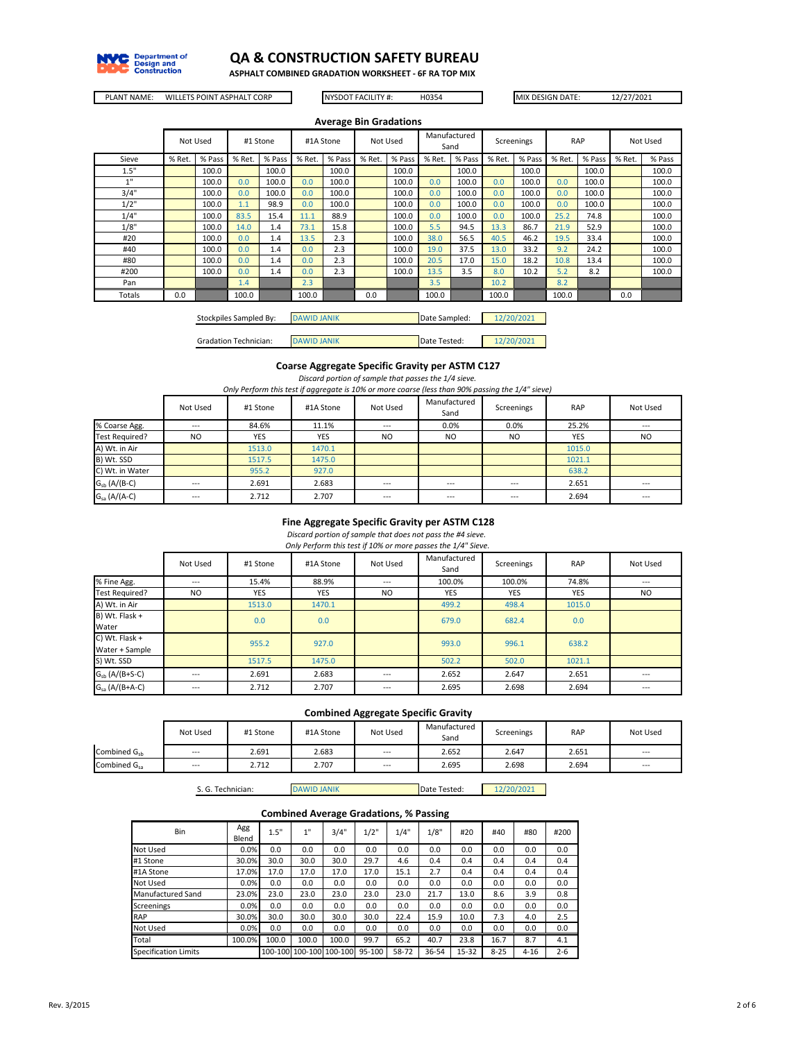# QA & CONSTRUCTION SAFETY BUREAU

**ASPHALT COMBINED GRADATION WORKSHEET - 6F RA TOP MIX**

| PLANT NAME: WILLETS POINT ASPHALT CORP | NYSDOT FACILITY #: H0354 | MIX DESIGN DATE: 12/27/2021 |
|---|---|---|

### Average Bin Gradations

| | Not Used | | #1 Stone | | #1A Stone | | Not Used | | Manufactured Sand | | Screenings | | RAP | | Not Used | |
|---|---|---|---|---|---|---|---|---|---|---|---|---|---|---|---|---|
| Sieve | % Ret. | % Pass | % Ret. | % Pass | % Ret. | % Pass | % Ret. | % Pass | % Ret. | % Pass | % Ret. | % Pass | % Ret. | % Pass | % Ret. | % Pass |
| 1.5" | | 100.0 | | 100.0 | | 100.0 | | 100.0 | | 100.0 | | 100.0 | | 100.0 | | 100.0 |
| 1" | | 100.0 | 0.0 | 100.0 | 0.0 | 100.0 | | 100.0 | 0.0 | 100.0 | 0.0 | 100.0 | 0.0 | 100.0 | | 100.0 |
| 3/4" | | 100.0 | 0.0 | 100.0 | 0.0 | 100.0 | | 100.0 | 0.0 | 100.0 | 0.0 | 100.0 | 0.0 | 100.0 | | 100.0 |
| 1/2" | | 100.0 | 1.1 | 98.9 | 0.0 | 100.0 | | 100.0 | 0.0 | 100.0 | 0.0 | 100.0 | 0.0 | 100.0 | | 100.0 |
| 1/4" | | 100.0 | 83.5 | 15.4 | 11.1 | 88.9 | | 100.0 | 0.0 | 100.0 | 0.0 | 100.0 | 25.2 | 74.8 | | 100.0 |
| 1/8" | | 100.0 | 14.0 | 1.4 | 73.1 | 15.8 | | 100.0 | 5.5 | 94.5 | 13.3 | 86.7 | 21.9 | 52.9 | | 100.0 |
| #20 | | 100.0 | 0.0 | 1.4 | 13.5 | 2.3 | | 100.0 | 38.0 | 56.5 | 40.5 | 46.2 | 19.5 | 33.4 | | 100.0 |
| #40 | | 100.0 | 0.0 | 1.4 | 0.0 | 2.3 | | 100.0 | 19.0 | 37.5 | 13.0 | 33.2 | 9.2 | 24.2 | | 100.0 |
| #80 | | 100.0 | 0.0 | 1.4 | 0.0 | 2.3 | | 100.0 | 20.5 | 17.0 | 15.0 | 18.2 | 10.8 | 13.4 | | 100.0 |
| #200 | | 100.0 | 0.0 | 1.4 | 0.0 | 2.3 | | 100.0 | 13.5 | 3.5 | 8.0 | 10.2 | 5.2 | 8.2 | | 100.0 |
| Pan | | | 1.4 | | 2.3 | | | | 3.5 | | 10.2 | | 8.2 | | | |
| Totals | 0.0 | | 100.0 | | 100.0 | | 0.0 | | 100.0 | | 100.0 | | 100.0 | | 0.0 | |

Stockpiles Sampled By: DAWID JANIK — Date Sampled: 12/20/2021

Gradation Technician: DAWID JANIK — Date Tested: 12/20/2021

### Coarse Aggregate Specific Gravity per ASTM C127

*Discard portion of sample that passes the 1/4 sieve.*

*Only Perform this test if aggregate is 10% or more coarse (less than 90% passing the 1/4" sieve)*

| | Not Used | #1 Stone | #1A Stone | Not Used | Manufactured Sand | Screenings | RAP | Not Used |
|---|---|---|---|---|---|---|---|---|
| % Coarse Agg. | --- | 84.6% | 11.1% | --- | 0.0% | 0.0% | 25.2% | --- |
| Test Required? | NO | YES | YES | NO | NO | NO | YES | NO |
| A) Wt. in Air | | 1513.0 | 1470.1 | | | | 1015.0 | |
| B) Wt. SSD | | 1517.5 | 1475.0 | | | | 1021.1 | |
| C) Wt. in Water | | 955.2 | 927.0 | | | | 638.2 | |
| $G_{sb}$ (A/(B-C) | --- | 2.691 | 2.683 | --- | --- | --- | 2.651 | --- |
| $G_{sa}$ (A/(A-C) | --- | 2.712 | 2.707 | --- | --- | --- | 2.694 | --- |

### Fine Aggregate Specific Gravity per ASTM C128

*Discard portion of sample that does not pass the #4 sieve.*

*Only Perform this test if 10% or more passes the 1/4" Sieve.*

| | Not Used | #1 Stone | #1A Stone | Not Used | Manufactured Sand | Screenings | RAP | Not Used |
|---|---|---|---|---|---|---|---|---|
| % Fine Agg. | --- | 15.4% | 88.9% | --- | 100.0% | 100.0% | 74.8% | --- |
| Test Required? | NO | YES | YES | NO | YES | YES | YES | NO |
| A) Wt. in Air | | 1513.0 | 1470.1 | | 499.2 | 498.4 | 1015.0 | |
| B) Wt. Flask + Water | | 0.0 | 0.0 | | 679.0 | 682.4 | 0.0 | |
| C) Wt. Flask + Water + Sample | | 955.2 | 927.0 | | 993.0 | 996.1 | 638.2 | |
| S) Wt. SSD | | 1517.5 | 1475.0 | | 502.2 | 502.0 | 1021.1 | |
| $G_{sb}$ (A/(B+S-C) | --- | 2.691 | 2.683 | --- | 2.652 | 2.647 | 2.651 | --- |
| $G_{sa}$ (A/(B+A-C) | --- | 2.712 | 2.707 | --- | 2.695 | 2.698 | 2.694 | --- |

### Combined Aggregate Specific Gravity

| | Not Used | #1 Stone | #1A Stone | Not Used | Manufactured Sand | Screenings | RAP | Not Used |
|---|---|---|---|---|---|---|---|---|
| Combined $G_{sb}$ | --- | 2.691 | 2.683 | --- | 2.652 | 2.647 | 2.651 | --- |
| Combined $G_{sa}$ | --- | 2.712 | 2.707 | --- | 2.695 | 2.698 | 2.694 | --- |

S. G. Technician: DAWID JANIK — Date Tested: 12/20/2021

### Combined Average Gradations, % Passing

| Bin | Agg Blend | 1.5" | 1" | 3/4" | 1/2" | 1/4" | 1/8" | #20 | #40 | #80 | #200 |
|---|---|---|---|---|---|---|---|---|---|---|---|
| Not Used | 0.0% | 0.0 | 0.0 | 0.0 | 0.0 | 0.0 | 0.0 | 0.0 | 0.0 | 0.0 | 0.0 |
| #1 Stone | 30.0% | 30.0 | 30.0 | 30.0 | 29.7 | 4.6 | 0.4 | 0.4 | 0.4 | 0.4 | 0.4 |
| #1A Stone | 17.0% | 17.0 | 17.0 | 17.0 | 17.0 | 15.1 | 2.7 | 0.4 | 0.4 | 0.4 | 0.4 |
| Not Used | 0.0% | 0.0 | 0.0 | 0.0 | 0.0 | 0.0 | 0.0 | 0.0 | 0.0 | 0.0 | 0.0 |
| Manufactured Sand | 23.0% | 23.0 | 23.0 | 23.0 | 23.0 | 23.0 | 21.7 | 13.0 | 8.6 | 3.9 | 0.8 |
| Screenings | 0.0% | 0.0 | 0.0 | 0.0 | 0.0 | 0.0 | 0.0 | 0.0 | 0.0 | 0.0 | 0.0 |
| RAP | 30.0% | 30.0 | 30.0 | 30.0 | 30.0 | 22.4 | 15.9 | 10.0 | 7.3 | 4.0 | 2.5 |
| Not Used | 0.0% | 0.0 | 0.0 | 0.0 | 0.0 | 0.0 | 0.0 | 0.0 | 0.0 | 0.0 | 0.0 |
| Total | 100.0% | 100.0 | 100.0 | 100.0 | 99.7 | 65.2 | 40.7 | 23.8 | 16.7 | 8.7 | 4.1 |
| Specification Limits | | 100-100 | 100-100 | 100-100 | 95-100 | 58-72 | 36-54 | 15-32 | 8-25 | 4-16 | 2-6 |

Rev. 3/2015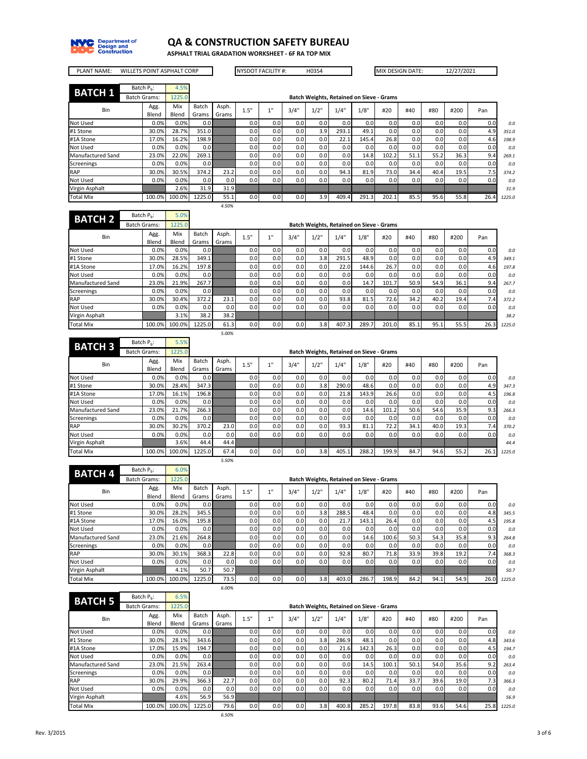# QA & CONSTRUCTION SAFETY BUREAU

**ASPHALT TRIAL GRADATION WORKSHEET - 6F RA TOP MIX**

PLANT NAME: WILLETS POINT ASPHALT CORP | NYSDOT FACILITY #: H0354 | MIX DESIGN DATE: 12/27/2021

## BATCH 1

Batch $P_b$: 4.5%
Batch Grams: 1225.0

Batch Weights, Retained on Sieve - Grams

| Bin | Agg. Blend | Mix Blend | Batch Grams | Asph. Grams | 1.5" | 1" | 3/4" | 1/2" | 1/4" | 1/8" | #20 | #40 | #80 | #200 | Pan | |
|---|---|---|---|---|---|---|---|---|---|---|---|---|---|---|---|---|
| Not Used | 0.0% | 0.0% | 0.0 | | 0.0 | 0.0 | 0.0 | 0.0 | 0.0 | 0.0 | 0.0 | 0.0 | 0.0 | 0.0 | 0.0 | *0.0* |
| #1 Stone | 30.0% | 28.7% | 351.0 | | 0.0 | 0.0 | 0.0 | 3.9 | 293.1 | 49.1 | 0.0 | 0.0 | 0.0 | 0.0 | 4.9 | *351.0* |
| #1A Stone | 17.0% | 16.2% | 198.9 | | 0.0 | 0.0 | 0.0 | 0.0 | 22.1 | 145.4 | 26.8 | 0.0 | 0.0 | 0.0 | 4.6 | *198.9* |
| Not Used | 0.0% | 0.0% | 0.0 | | 0.0 | 0.0 | 0.0 | 0.0 | 0.0 | 0.0 | 0.0 | 0.0 | 0.0 | 0.0 | 0.0 | *0.0* |
| Manufactured Sand | 23.0% | 22.0% | 269.1 | | 0.0 | 0.0 | 0.0 | 0.0 | 0.0 | 14.8 | 102.2 | 51.1 | 55.2 | 36.3 | 9.4 | *269.1* |
| Screenings | 0.0% | 0.0% | 0.0 | | 0.0 | 0.0 | 0.0 | 0.0 | 0.0 | 0.0 | 0.0 | 0.0 | 0.0 | 0.0 | 0.0 | *0.0* |
| RAP | 30.0% | 30.5% | 374.2 | 23.2 | 0.0 | 0.0 | 0.0 | 0.0 | 94.3 | 81.9 | 73.0 | 34.4 | 40.4 | 19.5 | 7.5 | *374.2* |
| Not Used | 0.0% | 0.0% | 0.0 | 0.0 | 0.0 | 0.0 | 0.0 | 0.0 | 0.0 | 0.0 | 0.0 | 0.0 | 0.0 | 0.0 | 0.0 | *0.0* |
| Virgin Asphalt | | 2.6% | 31.9 | 31.9 | | | | | | | | | | | | *31.9* |
| Total Mix | 100.0% | 100.0% | 1225.0 | 55.1 | 0.0 | 0.0 | 0.0 | 3.9 | 409.4 | 291.3 | 202.1 | 85.5 | 95.6 | 55.8 | 26.4 | *1225.0* |
| | | | | *4.50%* | | | | | | | | | | | | |

## BATCH 2

Batch $P_b$: 5.0%
Batch Grams: 1225.0

Batch Weights, Retained on Sieve - Grams

| Bin | Agg. Blend | Mix Blend | Batch Grams | Asph. Grams | 1.5" | 1" | 3/4" | 1/2" | 1/4" | 1/8" | #20 | #40 | #80 | #200 | Pan | |
|---|---|---|---|---|---|---|---|---|---|---|---|---|---|---|---|---|
| Not Used | 0.0% | 0.0% | 0.0 | | 0.0 | 0.0 | 0.0 | 0.0 | 0.0 | 0.0 | 0.0 | 0.0 | 0.0 | 0.0 | 0.0 | *0.0* |
| #1 Stone | 30.0% | 28.5% | 349.1 | | 0.0 | 0.0 | 0.0 | 3.8 | 291.5 | 48.9 | 0.0 | 0.0 | 0.0 | 0.0 | 4.9 | *349.1* |
| #1A Stone | 17.0% | 16.2% | 197.8 | | 0.0 | 0.0 | 0.0 | 0.0 | 22.0 | 144.6 | 26.7 | 0.0 | 0.0 | 0.0 | 4.6 | *197.8* |
| Not Used | 0.0% | 0.0% | 0.0 | | 0.0 | 0.0 | 0.0 | 0.0 | 0.0 | 0.0 | 0.0 | 0.0 | 0.0 | 0.0 | 0.0 | *0.0* |
| Manufactured Sand | 23.0% | 21.9% | 267.7 | | 0.0 | 0.0 | 0.0 | 0.0 | 0.0 | 14.7 | 101.7 | 50.9 | 54.9 | 36.1 | 9.4 | *267.7* |
| Screenings | 0.0% | 0.0% | 0.0 | | 0.0 | 0.0 | 0.0 | 0.0 | 0.0 | 0.0 | 0.0 | 0.0 | 0.0 | 0.0 | 0.0 | *0.0* |
| RAP | 30.0% | 30.4% | 372.2 | 23.1 | 0.0 | 0.0 | 0.0 | 0.0 | 93.8 | 81.5 | 72.6 | 34.2 | 40.2 | 19.4 | 7.4 | *372.2* |
| Not Used | 0.0% | 0.0% | 0.0 | 0.0 | 0.0 | 0.0 | 0.0 | 0.0 | 0.0 | 0.0 | 0.0 | 0.0 | 0.0 | 0.0 | 0.0 | *0.0* |
| Virgin Asphalt | | 3.1% | 38.2 | 38.2 | | | | | | | | | | | | *38.2* |
| Total Mix | 100.0% | 100.0% | 1225.0 | 61.3 | 0.0 | 0.0 | 0.0 | 3.8 | 407.3 | 289.7 | 201.0 | 85.1 | 95.1 | 55.5 | 26.3 | *1225.0* |
| | | | | *5.00%* | | | | | | | | | | | | |

## BATCH 3

Batch $P_b$: 5.5%
Batch Grams: 1225.0

Batch Weights, Retained on Sieve - Grams

| Bin | Agg. Blend | Mix Blend | Batch Grams | Asph. Grams | 1.5" | 1" | 3/4" | 1/2" | 1/4" | 1/8" | #20 | #40 | #80 | #200 | Pan | |
|---|---|---|---|---|---|---|---|---|---|---|---|---|---|---|---|---|
| Not Used | 0.0% | 0.0% | 0.0 | | 0.0 | 0.0 | 0.0 | 0.0 | 0.0 | 0.0 | 0.0 | 0.0 | 0.0 | 0.0 | 0.0 | *0.0* |
| #1 Stone | 30.0% | 28.4% | 347.3 | | 0.0 | 0.0 | 0.0 | 3.8 | 290.0 | 48.6 | 0.0 | 0.0 | 0.0 | 0.0 | 4.9 | *347.3* |
| #1A Stone | 17.0% | 16.1% | 196.8 | | 0.0 | 0.0 | 0.0 | 0.0 | 21.8 | 143.9 | 26.6 | 0.0 | 0.0 | 0.0 | 4.5 | *196.8* |
| Not Used | 0.0% | 0.0% | 0.0 | | 0.0 | 0.0 | 0.0 | 0.0 | 0.0 | 0.0 | 0.0 | 0.0 | 0.0 | 0.0 | 0.0 | *0.0* |
| Manufactured Sand | 23.0% | 21.7% | 266.3 | | 0.0 | 0.0 | 0.0 | 0.0 | 0.0 | 14.6 | 101.2 | 50.6 | 54.6 | 35.9 | 9.3 | *266.3* |
| Screenings | 0.0% | 0.0% | 0.0 | | 0.0 | 0.0 | 0.0 | 0.0 | 0.0 | 0.0 | 0.0 | 0.0 | 0.0 | 0.0 | 0.0 | *0.0* |
| RAP | 30.0% | 30.2% | 370.2 | 23.0 | 0.0 | 0.0 | 0.0 | 0.0 | 93.3 | 81.1 | 72.2 | 34.1 | 40.0 | 19.3 | 7.4 | *370.2* |
| Not Used | 0.0% | 0.0% | 0.0 | 0.0 | 0.0 | 0.0 | 0.0 | 0.0 | 0.0 | 0.0 | 0.0 | 0.0 | 0.0 | 0.0 | 0.0 | *0.0* |
| Virgin Asphalt | | 3.6% | 44.4 | 44.4 | | | | | | | | | | | | *44.4* |
| Total Mix | 100.0% | 100.0% | 1225.0 | 67.4 | 0.0 | 0.0 | 0.0 | 3.8 | 405.1 | 288.2 | 199.9 | 84.7 | 94.6 | 55.2 | 26.1 | *1225.0* |
| | | | | *5.50%* | | | | | | | | | | | | |

## BATCH 4

Batch $P_b$: 6.0%
Batch Grams: 1225.0

Batch Weights, Retained on Sieve - Grams

| Bin | Agg. Blend | Mix Blend | Batch Grams | Asph. Grams | 1.5" | 1" | 3/4" | 1/2" | 1/4" | 1/8" | #20 | #40 | #80 | #200 | Pan | |
|---|---|---|---|---|---|---|---|---|---|---|---|---|---|---|---|---|
| Not Used | 0.0% | 0.0% | 0.0 | | 0.0 | 0.0 | 0.0 | 0.0 | 0.0 | 0.0 | 0.0 | 0.0 | 0.0 | 0.0 | 0.0 | *0.0* |
| #1 Stone | 30.0% | 28.2% | 345.5 | | 0.0 | 0.0 | 0.0 | 3.8 | 288.5 | 48.4 | 0.0 | 0.0 | 0.0 | 0.0 | 4.8 | *345.5* |
| #1A Stone | 17.0% | 16.0% | 195.8 | | 0.0 | 0.0 | 0.0 | 0.0 | 21.7 | 143.1 | 26.4 | 0.0 | 0.0 | 0.0 | 4.5 | *195.8* |
| Not Used | 0.0% | 0.0% | 0.0 | | 0.0 | 0.0 | 0.0 | 0.0 | 0.0 | 0.0 | 0.0 | 0.0 | 0.0 | 0.0 | 0.0 | *0.0* |
| Manufactured Sand | 23.0% | 21.6% | 264.8 | | 0.0 | 0.0 | 0.0 | 0.0 | 0.0 | 14.6 | 100.6 | 50.3 | 54.3 | 35.8 | 9.3 | *264.8* |
| Screenings | 0.0% | 0.0% | 0.0 | | 0.0 | 0.0 | 0.0 | 0.0 | 0.0 | 0.0 | 0.0 | 0.0 | 0.0 | 0.0 | 0.0 | *0.0* |
| RAP | 30.0% | 30.1% | 368.3 | 22.8 | 0.0 | 0.0 | 0.0 | 0.0 | 92.8 | 80.7 | 71.8 | 33.9 | 39.8 | 19.2 | 7.4 | *368.3* |
| Not Used | 0.0% | 0.0% | 0.0 | 0.0 | 0.0 | 0.0 | 0.0 | 0.0 | 0.0 | 0.0 | 0.0 | 0.0 | 0.0 | 0.0 | 0.0 | *0.0* |
| Virgin Asphalt | | 4.1% | 50.7 | 50.7 | | | | | | | | | | | | *50.7* |
| Total Mix | 100.0% | 100.0% | 1225.0 | 73.5 | 0.0 | 0.0 | 0.0 | 3.8 | 403.0 | 286.7 | 198.9 | 84.2 | 94.1 | 54.9 | 26.0 | *1225.0* |
| | | | | *6.00%* | | | | | | | | | | | | |

## BATCH 5

Batch $P_b$: 6.5%
Batch Grams: 1225.0

Batch Weights, Retained on Sieve - Grams

| Bin | Agg. Blend | Mix Blend | Batch Grams | Asph. Grams | 1.5" | 1" | 3/4" | 1/2" | 1/4" | 1/8" | #20 | #40 | #80 | #200 | Pan | |
|---|---|---|---|---|---|---|---|---|---|---|---|---|---|---|---|---|
| Not Used | 0.0% | 0.0% | 0.0 | | 0.0 | 0.0 | 0.0 | 0.0 | 0.0 | 0.0 | 0.0 | 0.0 | 0.0 | 0.0 | 0.0 | *0.0* |
| #1 Stone | 30.0% | 28.1% | 343.6 | | 0.0 | 0.0 | 0.0 | 3.8 | 286.9 | 48.1 | 0.0 | 0.0 | 0.0 | 0.0 | 4.8 | *343.6* |
| #1A Stone | 17.0% | 15.9% | 194.7 | | 0.0 | 0.0 | 0.0 | 0.0 | 21.6 | 142.3 | 26.3 | 0.0 | 0.0 | 0.0 | 4.5 | *194.7* |
| Not Used | 0.0% | 0.0% | 0.0 | | 0.0 | 0.0 | 0.0 | 0.0 | 0.0 | 0.0 | 0.0 | 0.0 | 0.0 | 0.0 | 0.0 | *0.0* |
| Manufactured Sand | 23.0% | 21.5% | 263.4 | | 0.0 | 0.0 | 0.0 | 0.0 | 0.0 | 14.5 | 100.1 | 50.1 | 54.0 | 35.6 | 9.2 | *263.4* |
| Screenings | 0.0% | 0.0% | 0.0 | | 0.0 | 0.0 | 0.0 | 0.0 | 0.0 | 0.0 | 0.0 | 0.0 | 0.0 | 0.0 | 0.0 | *0.0* |
| RAP | 30.0% | 29.9% | 366.3 | 22.7 | 0.0 | 0.0 | 0.0 | 0.0 | 92.3 | 80.2 | 71.4 | 33.7 | 39.6 | 19.0 | 7.3 | *366.3* |
| Not Used | 0.0% | 0.0% | 0.0 | 0.0 | 0.0 | 0.0 | 0.0 | 0.0 | 0.0 | 0.0 | 0.0 | 0.0 | 0.0 | 0.0 | 0.0 | *0.0* |
| Virgin Asphalt | | 4.6% | 56.9 | 56.9 | | | | | | | | | | | | *56.9* |
| Total Mix | 100.0% | 100.0% | 1225.0 | 79.6 | 0.0 | 0.0 | 0.0 | 3.8 | 400.8 | 285.2 | 197.8 | 83.8 | 93.6 | 54.6 | 25.8 | *1225.0* |
| | | | | *6.50%* | | | | | | | | | | | | |

Rev. 3/2015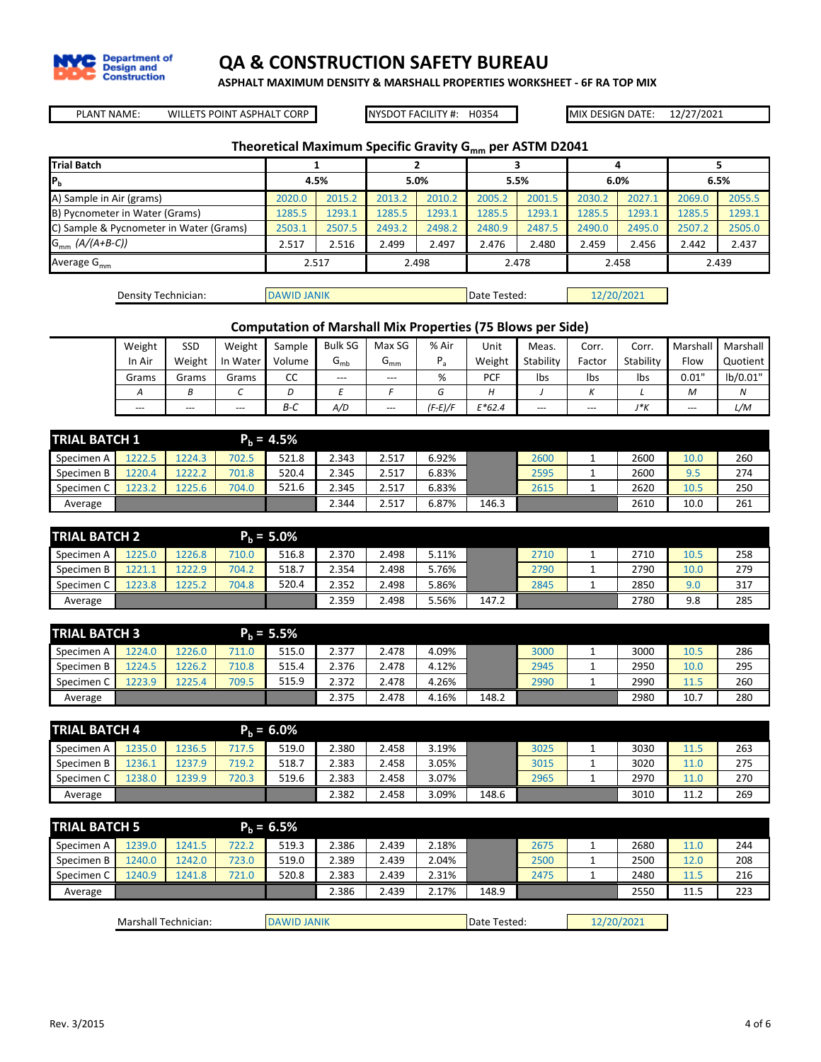NYC Department of Design and Construction

# QA & CONSTRUCTION SAFETY BUREAU

### ASPHALT MAXIMUM DENSITY & MARSHALL PROPERTIES WORKSHEET - 6F RA TOP MIX

| PLANT NAME: WILLETS POINT ASPHALT CORP | NYSDOT FACILITY #: H0354 | MIX DESIGN DATE: 12/27/2021 |
|---|---|---|

## Theoretical Maximum Specific Gravity $G_{mm}$ per ASTM D2041

| Trial Batch | 1 | | 2 | | 3 | | 4 | | 5 | |
|---|---|---|---|---|---|---|---|---|---|---|
| $P_b$ | 4.5% | | 5.0% | | 5.5% | | 6.0% | | 6.5% | |
| A) Sample in Air (grams) | 2020.0 | 2015.2 | 2013.2 | 2010.2 | 2005.2 | 2001.5 | 2030.2 | 2027.1 | 2069.0 | 2055.5 |
| B) Pycnometer in Water (Grams) | 1285.5 | 1293.1 | 1285.5 | 1293.1 | 1285.5 | 1293.1 | 1285.5 | 1293.1 | 1285.5 | 1293.1 |
| C) Sample & Pycnometer in Water (Grams) | 2503.1 | 2507.5 | 2493.2 | 2498.2 | 2480.9 | 2487.5 | 2490.0 | 2495.0 | 2507.2 | 2505.0 |
| $G_{mm}$ *(A/(A+B-C))* | 2.517 | 2.516 | 2.499 | 2.497 | 2.476 | 2.480 | 2.459 | 2.456 | 2.442 | 2.437 |
| Average $G_{mm}$ | 2.517 | | 2.498 | | 2.478 | | 2.458 | | 2.439 | |

Density Technician: DAWID JANIK | Date Tested: 12/20/2021

## Computation of Marshall Mix Properties (75 Blows per Side)

| | Weight In Air | SSD Weight | Weight In Water | Sample Volume | Bulk SG $G_{mb}$ | Max SG $G_{mm}$ | % Air $P_a$ | Unit Weight | Meas. Stability | Corr. Factor | Corr. Stability | Marshall Flow | Marshall Quotient |
|---|---|---|---|---|---|---|---|---|---|---|---|---|---|
| | Grams | Grams | Grams | CC | --- | --- | % | PCF | lbs | lbs | lbs | 0.01" | lb/0.01" |
| | *A* | *B* | *C* | *D* | *E* | *F* | *G* | *H* | *J* | *K* | *L* | *M* | *N* |
| | --- | --- | --- | *B-C* | *A/D* | --- | *(F-E)/F* | *E\*62.4* | --- | --- | *J\*K* | --- | *L/M* |
| **TRIAL BATCH 1** | | | | **$P_b$ = 4.5%** | | | | | | | | | |
| Specimen A | 1222.5 | 1224.3 | 702.5 | 521.8 | 2.343 | 2.517 | 6.92% | | 2600 | 1 | 2600 | 10.0 | 260 |
| Specimen B | 1220.4 | 1222.2 | 701.8 | 520.4 | 2.345 | 2.517 | 6.83% | | 2595 | 1 | 2600 | 9.5 | 274 |
| Specimen C | 1223.2 | 1225.6 | 704.0 | 521.6 | 2.345 | 2.517 | 6.83% | | 2615 | 1 | 2620 | 10.5 | 250 |
| Average | | | | | 2.344 | 2.517 | 6.87% | 146.3 | | | 2610 | 10.0 | 261 |
| **TRIAL BATCH 2** | | | | **$P_b$ = 5.0%** | | | | | | | | | |
| Specimen A | 1225.0 | 1226.8 | 710.0 | 516.8 | 2.370 | 2.498 | 5.11% | | 2710 | 1 | 2710 | 10.5 | 258 |
| Specimen B | 1221.1 | 1222.9 | 704.2 | 518.7 | 2.354 | 2.498 | 5.76% | | 2790 | 1 | 2790 | 10.0 | 279 |
| Specimen C | 1223.8 | 1225.2 | 704.8 | 520.4 | 2.352 | 2.498 | 5.86% | | 2845 | 1 | 2850 | 9.0 | 317 |
| Average | | | | | 2.359 | 2.498 | 5.56% | 147.2 | | | 2780 | 9.8 | 285 |
| **TRIAL BATCH 3** | | | | **$P_b$ = 5.5%** | | | | | | | | | |
| Specimen A | 1224.0 | 1226.0 | 711.0 | 515.0 | 2.377 | 2.478 | 4.09% | | 3000 | 1 | 3000 | 10.5 | 286 |
| Specimen B | 1224.5 | 1226.2 | 710.8 | 515.4 | 2.376 | 2.478 | 4.12% | | 2945 | 1 | 2950 | 10.0 | 295 |
| Specimen C | 1223.9 | 1225.4 | 709.5 | 515.9 | 2.372 | 2.478 | 4.26% | | 2990 | 1 | 2990 | 11.5 | 260 |
| Average | | | | | 2.375 | 2.478 | 4.16% | 148.2 | | | 2980 | 10.7 | 280 |
| **TRIAL BATCH 4** | | | | **$P_b$ = 6.0%** | | | | | | | | | |
| Specimen A | 1235.0 | 1236.5 | 717.5 | 519.0 | 2.380 | 2.458 | 3.19% | | 3025 | 1 | 3030 | 11.5 | 263 |
| Specimen B | 1236.1 | 1237.9 | 719.2 | 518.7 | 2.383 | 2.458 | 3.05% | | 3015 | 1 | 3020 | 11.0 | 275 |
| Specimen C | 1238.0 | 1239.9 | 720.3 | 519.6 | 2.383 | 2.458 | 3.07% | | 2965 | 1 | 2970 | 11.0 | 270 |
| Average | | | | | 2.382 | 2.458 | 3.09% | 148.6 | | | 3010 | 11.2 | 269 |
| **TRIAL BATCH 5** | | | | **$P_b$ = 6.5%** | | | | | | | | | |
| Specimen A | 1239.0 | 1241.5 | 722.2 | 519.3 | 2.386 | 2.439 | 2.18% | | 2675 | 1 | 2680 | 11.0 | 244 |
| Specimen B | 1240.0 | 1242.0 | 723.0 | 519.0 | 2.389 | 2.439 | 2.04% | | 2500 | 1 | 2500 | 12.0 | 208 |
| Specimen C | 1240.9 | 1241.8 | 721.0 | 520.8 | 2.383 | 2.439 | 2.31% | | 2475 | 1 | 2480 | 11.5 | 216 |
| Average | | | | | 2.386 | 2.439 | 2.17% | 148.9 | | | 2550 | 11.5 | 223 |

Marshall Technician: DAWID JANIK | Date Tested: 12/20/2021

Rev. 3/2015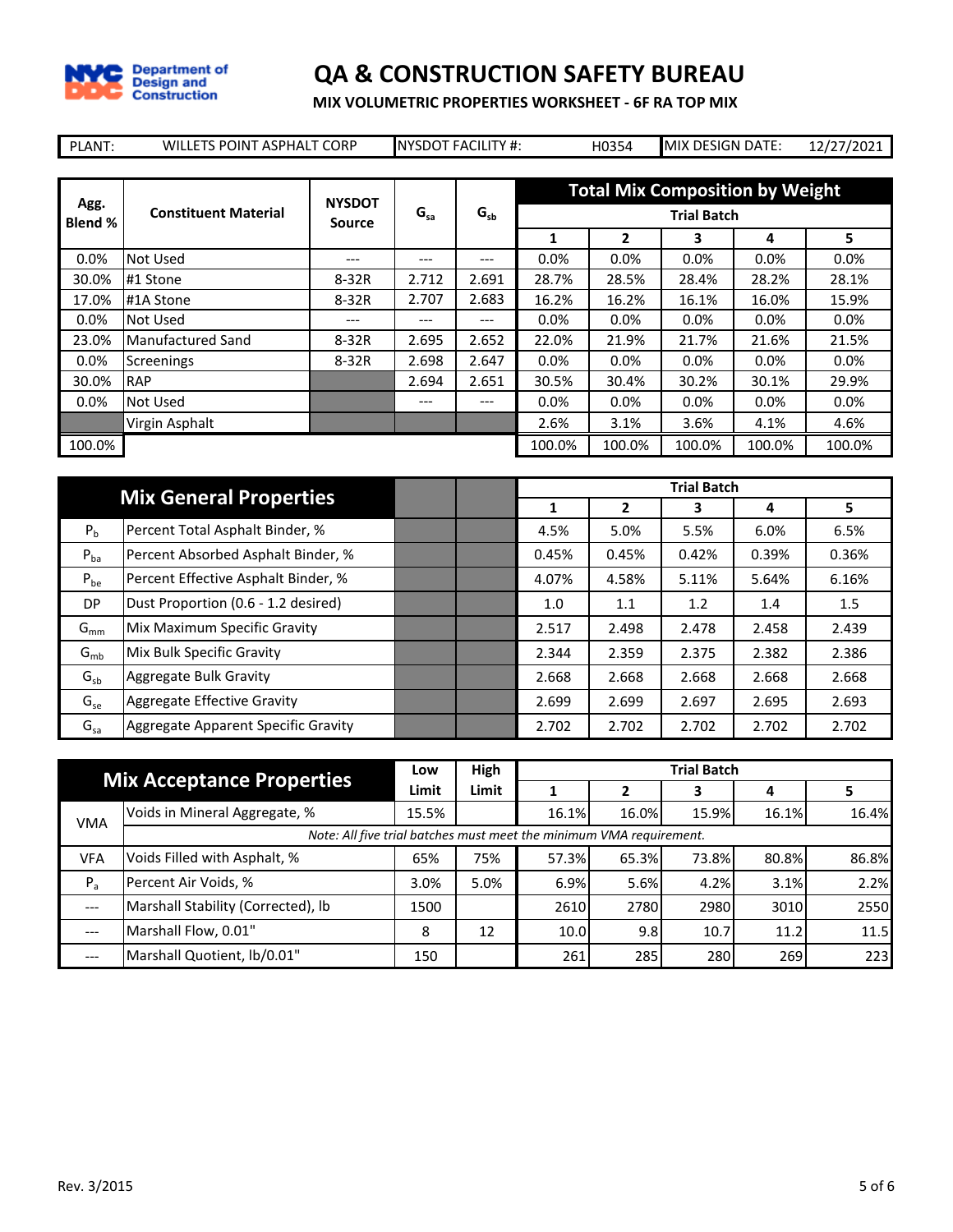# QA & CONSTRUCTION SAFETY BUREAU

**MIX VOLUMETRIC PROPERTIES WORKSHEET - 6F RA TOP MIX**

| PLANT: | WILLETS POINT ASPHALT CORP | NYSDOT FACILITY #: | H0354 | MIX DESIGN DATE: | 12/27/2021 |
|---|---|---|---|---|---|

| Agg. Blend % | Constituent Material | NYSDOT Source | $G_{sa}$ | $G_{sb}$ | Total Mix Composition by Weight – Trial Batch 1 | 2 | 3 | 4 | 5 |
|---|---|---|---|---|---|---|---|---|---|
| 0.0% | Not Used | --- | --- | --- | 0.0% | 0.0% | 0.0% | 0.0% | 0.0% |
| 30.0% | #1 Stone | 8-32R | 2.712 | 2.691 | 28.7% | 28.5% | 28.4% | 28.2% | 28.1% |
| 17.0% | #1A Stone | 8-32R | 2.707 | 2.683 | 16.2% | 16.2% | 16.1% | 16.0% | 15.9% |
| 0.0% | Not Used | --- | --- | --- | 0.0% | 0.0% | 0.0% | 0.0% | 0.0% |
| 23.0% | Manufactured Sand | 8-32R | 2.695 | 2.652 | 22.0% | 21.9% | 21.7% | 21.6% | 21.5% |
| 0.0% | Screenings | 8-32R | 2.698 | 2.647 | 0.0% | 0.0% | 0.0% | 0.0% | 0.0% |
| 30.0% | RAP | | 2.694 | 2.651 | 30.5% | 30.4% | 30.2% | 30.1% | 29.9% |
| 0.0% | Not Used | | --- | --- | 0.0% | 0.0% | 0.0% | 0.0% | 0.0% |
| | Virgin Asphalt | | | | 2.6% | 3.1% | 3.6% | 4.1% | 4.6% |
| 100.0% | | | | | 100.0% | 100.0% | 100.0% | 100.0% | 100.0% |

| Mix General Properties | | Trial Batch 1 | 2 | 3 | 4 | 5 |
|---|---|---|---|---|---|---|
| $P_b$ | Percent Total Asphalt Binder, % | 4.5% | 5.0% | 5.5% | 6.0% | 6.5% |
| $P_{ba}$ | Percent Absorbed Asphalt Binder, % | 0.45% | 0.45% | 0.42% | 0.39% | 0.36% |
| $P_{be}$ | Percent Effective Asphalt Binder, % | 4.07% | 4.58% | 5.11% | 5.64% | 6.16% |
| DP | Dust Proportion (0.6 - 1.2 desired) | 1.0 | 1.1 | 1.2 | 1.4 | 1.5 |
| $G_{mm}$ | Mix Maximum Specific Gravity | 2.517 | 2.498 | 2.478 | 2.458 | 2.439 |
| $G_{mb}$ | Mix Bulk Specific Gravity | 2.344 | 2.359 | 2.375 | 2.382 | 2.386 |
| $G_{sb}$ | Aggregate Bulk Gravity | 2.668 | 2.668 | 2.668 | 2.668 | 2.668 |
| $G_{se}$ | Aggregate Effective Gravity | 2.699 | 2.699 | 2.697 | 2.695 | 2.693 |
| $G_{sa}$ | Aggregate Apparent Specific Gravity | 2.702 | 2.702 | 2.702 | 2.702 | 2.702 |

| Mix Acceptance Properties | | Low Limit | High Limit | Trial Batch 1 | 2 | 3 | 4 | 5 |
|---|---|---|---|---|---|---|---|---|
| VMA | Voids in Mineral Aggregate, % | 15.5% | | 16.1% | 16.0% | 15.9% | 16.1% | 16.4% |
| | *Note: All five trial batches must meet the minimum VMA requirement.* | | | | | | | |
| VFA | Voids Filled with Asphalt, % | 65% | 75% | 57.3% | 65.3% | 73.8% | 80.8% | 86.8% |
| $P_a$ | Percent Air Voids, % | 3.0% | 5.0% | 6.9% | 5.6% | 4.2% | 3.1% | 2.2% |
| --- | Marshall Stability (Corrected), lb | 1500 | | 2610 | 2780 | 2980 | 3010 | 2550 |
| --- | Marshall Flow, 0.01" | 8 | 12 | 10.0 | 9.8 | 10.7 | 11.2 | 11.5 |
| --- | Marshall Quotient, lb/0.01" | 150 | | 261 | 285 | 280 | 269 | 223 |

Rev. 3/2015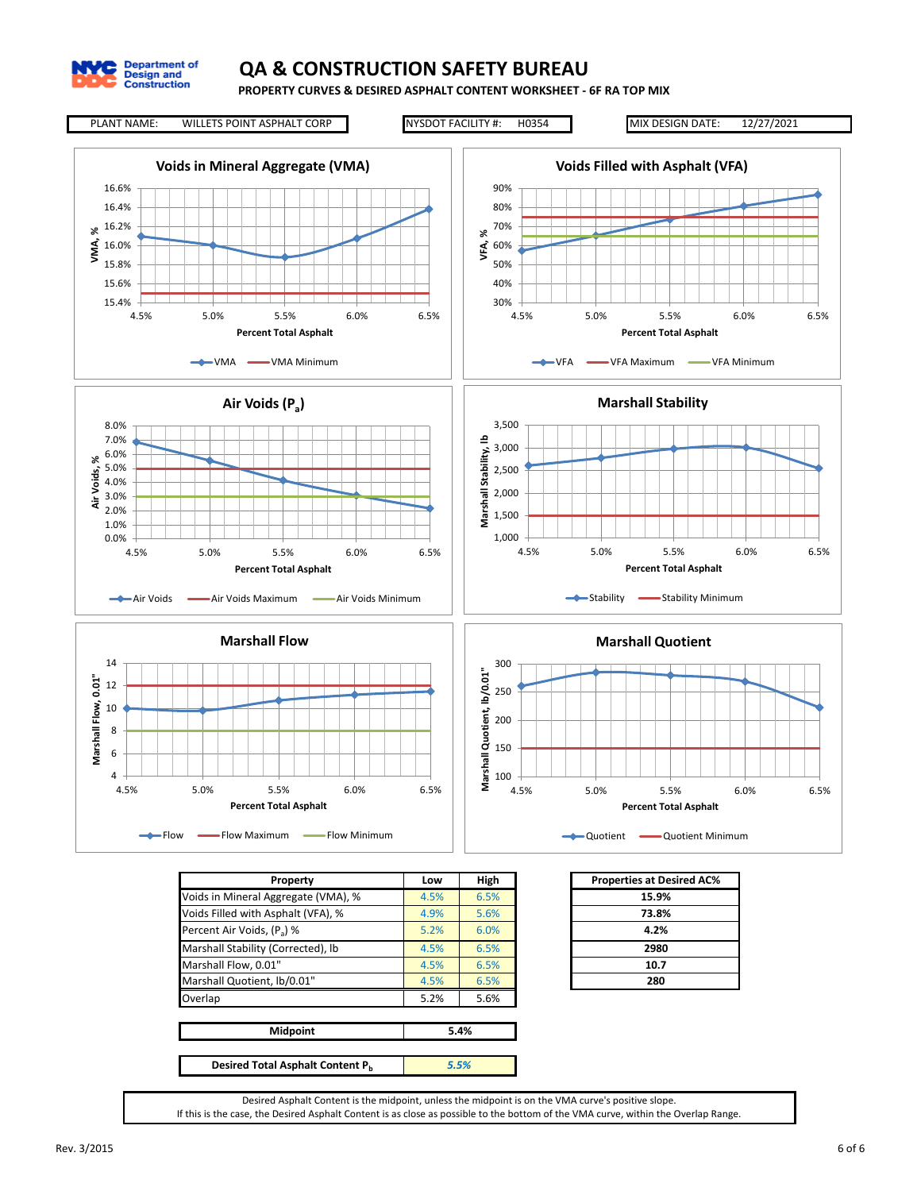# QA & CONSTRUCTION SAFETY BUREAU

## PROPERTY CURVES & DESIRED ASPHALT CONTENT WORKSHEET - 6F RA TOP MIX

PLANT NAME: WILLETS POINT ASPHALT CORP

NYSDOT FACILITY #: H0354

MIX DESIGN DATE: 12/27/2021

**Voids in Mineral Aggregate (VMA)**

VMA, %

16.6%
16.4%
16.2%
16.0%
15.8%
15.6%
15.4%

4.5% 5.0% 5.5% 6.0% 6.5%

Percent Total Asphalt

VMA — VMA Minimum

**Voids Filled with Asphalt (VFA)**

VFA, %

90%
80%
70%
60%
50%
40%
30%

4.5% 5.0% 5.5% 6.0% 6.5%

Percent Total Asphalt

VFA — VFA Maximum — VFA Minimum

**Air Voids ($P_a$)**

Air Voids, %

8.0%
7.0%
6.0%
5.0%
4.0%
3.0%
2.0%
1.0%
0.0%

4.5% 5.0% 5.5% 6.0% 6.5%

Percent Total Asphalt

Air Voids — Air Voids Maximum — Air Voids Minimum

**Marshall Stability**

Marshall Stability, lb

3,500
3,000
2,500
2,000
1,500
1,000

4.5% 5.0% 5.5% 6.0% 6.5%

Percent Total Asphalt

Stability — Stability Minimum

**Marshall Flow**

Marshall Flow, 0.01"

14
12
10
8
6
4

4.5% 5.0% 5.5% 6.0% 6.5%

Percent Total Asphalt

Flow — Flow Maximum — Flow Minimum

**Marshall Quotient**

Marshall Quotient, lb/0.01"

300
250
200
150
100

4.5% 5.0% 5.5% 6.0% 6.5%

Percent Total Asphalt

Quotient — Quotient Minimum

| Property | Low | High |
|---|---|---|
| Voids in Mineral Aggregate (VMA), % | 4.5% | 6.5% |
| Voids Filled with Asphalt (VFA), % | 4.9% | 5.6% |
| Percent Air Voids, ($P_a$) % | 5.2% | 6.0% |
| Marshall Stability (Corrected), lb | 4.5% | 6.5% |
| Marshall Flow, 0.01" | 4.5% | 6.5% |
| Marshall Quotient, lb/0.01" | 4.5% | 6.5% |
| Overlap | 5.2% | 5.6% |

| Properties at Desired AC% |
|---|
| 15.9% |
| 73.8% |
| 4.2% |
| 2980 |
| 10.7 |
| 280 |

| | |
|---|---|
| Midpoint | 5.4% |

| | |
|---|---|
| Desired Total Asphalt Content $P_b$ | *5.5%* |

Desired Asphalt Content is the midpoint, unless the midpoint is on the VMA curve's positive slope.
If this is the case, the Desired Asphalt Content is as close as possible to the bottom of the VMA curve, within the Overlap Range.

Rev. 3/2015